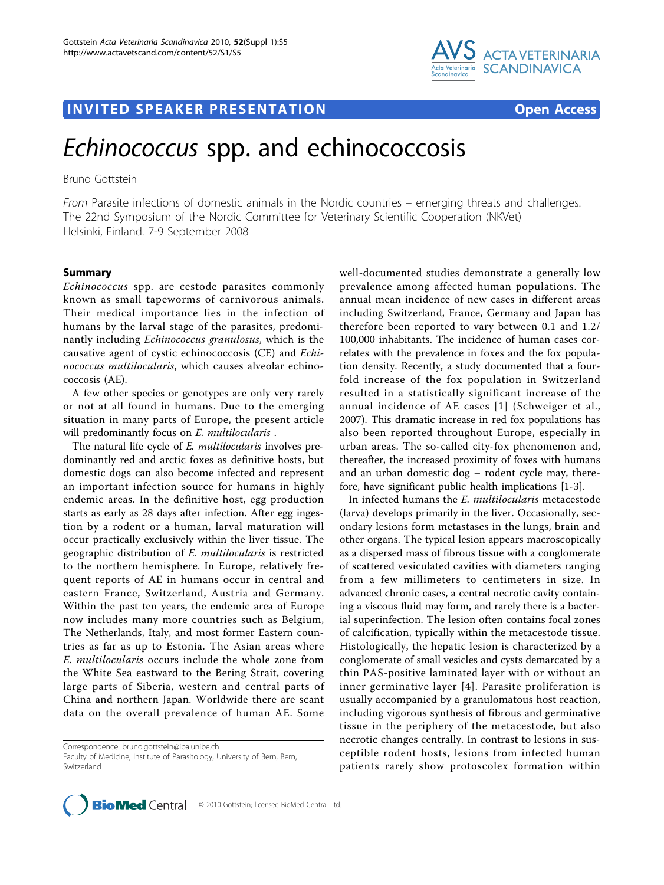INVITED SPEAKER PRESENTATION

Open Access

# *Echinococcus* spp. and echinococcosis

Bruno Gottstein

*From* Parasite infections of domestic animals in the Nordic countries – emerging threats and challenges. The 22nd Symposium of the Nordic Committee for Veterinary Scientific Cooperation (NKVet) Helsinki, Finland. 7-9 September 2008

## Summary

*Echinococcus* spp. are cestode parasites commonly known as small tapeworms of carnivorous animals. Their medical importance lies in the infection of humans by the larval stage of the parasites, predominantly including *Echinococcus granulosus*, which is the causative agent of cystic echinococcosis (CE) and *Echinococcus multilocularis*, which causes alveolar echinococcosis (AE).

A few other species or genotypes are only very rarely or not at all found in humans. Due to the emerging situation in many parts of Europe, the present article will predominantly focus on *E. multilocularis* .

The natural life cycle of *E. multilocularis* involves predominantly red and arctic foxes as definitive hosts, but domestic dogs can also become infected and represent an important infection source for humans in highly endemic areas. In the definitive host, egg production starts as early as 28 days after infection. After egg ingestion by a rodent or a human, larval maturation will occur practically exclusively within the liver tissue. The geographic distribution of *E. multilocularis* is restricted to the northern hemisphere. In Europe, relatively frequent reports of AE in humans occur in central and eastern France, Switzerland, Austria and Germany. Within the past ten years, the endemic area of Europe now includes many more countries such as Belgium, The Netherlands, Italy, and most former Eastern countries as far as up to Estonia. The Asian areas where *E. multilocularis* occurs include the whole zone from the White Sea eastward to the Bering Strait, covering large parts of Siberia, western and central parts of China and northern Japan. Worldwide there are scant data on the overall prevalence of human AE. Some well-documented studies demonstrate a generally low prevalence among affected human populations. The annual mean incidence of new cases in different areas including Switzerland, France, Germany and Japan has therefore been reported to vary between 0.1 and 1.2/100,000 inhabitants. The incidence of human cases correlates with the prevalence in foxes and the fox population density. Recently, a study documented that a four-fold increase of the fox population in Switzerland resulted in a statistically significant increase of the annual incidence of AE cases [1] (Schweiger et al., 2007). This dramatic increase in red fox populations has also been reported throughout Europe, especially in urban areas. The so-called city-fox phenomenon and, thereafter, the increased proximity of foxes with humans and an urban domestic dog – rodent cycle may, therefore, have significant public health implications [1-3].

In infected humans the *E. multilocularis* metacestode (larva) develops primarily in the liver. Occasionally, secondary lesions form metastases in the lungs, brain and other organs. The typical lesion appears macroscopically as a dispersed mass of fibrous tissue with a conglomerate of scattered vesiculated cavities with diameters ranging from a few millimeters to centimeters in size. In advanced chronic cases, a central necrotic cavity containing a viscous fluid may form, and rarely there is a bacterial superinfection. The lesion often contains focal zones of calcification, typically within the metacestode tissue. Histologically, the hepatic lesion is characterized by a conglomerate of small vesicles and cysts demarcated by a thin PAS-positive laminated layer with or without an inner germinative layer [4]. Parasite proliferation is usually accompanied by a granulomatous host reaction, including vigorous synthesis of fibrous and germinative tissue in the periphery of the metacestode, but also necrotic changes centrally. In contrast to lesions in susceptible rodent hosts, lesions from infected human patients rarely show protoscolex formation within

Correspondence: bruno.gottstein@ipa.unibe.ch
Faculty of Medicine, Institute of Parasitology, University of Bern, Bern, Switzerland

© 2010 Gottstein; licensee BioMed Central Ltd.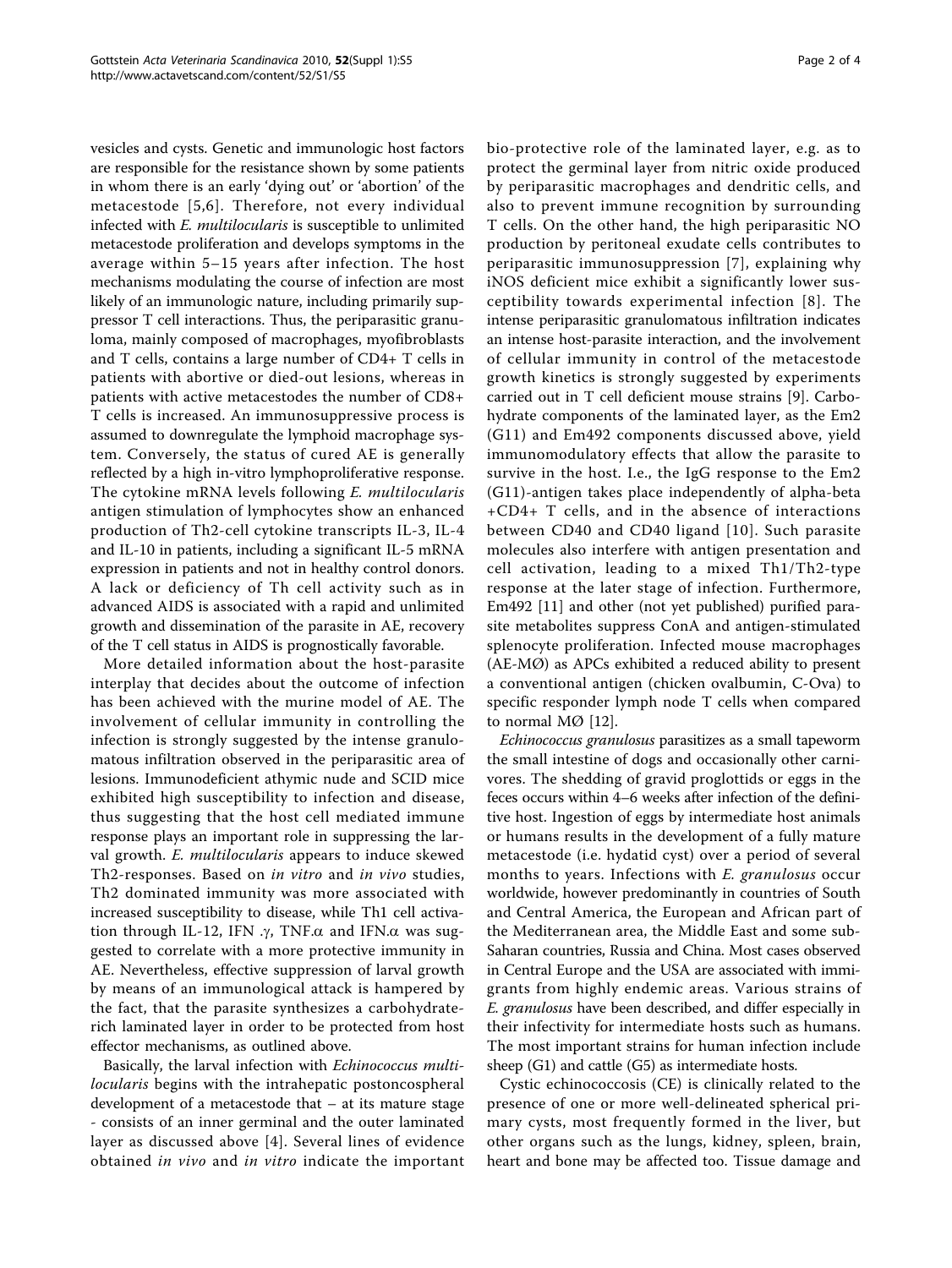vesicles and cysts. Genetic and immunologic host factors are responsible for the resistance shown by some patients in whom there is an early 'dying out' or 'abortion' of the metacestode [5,6]. Therefore, not every individual infected with *E. multilocularis* is susceptible to unlimited metacestode proliferation and develops symptoms in the average within 5–15 years after infection. The host mechanisms modulating the course of infection are most likely of an immunologic nature, including primarily suppressor T cell interactions. Thus, the periparasitic granuloma, mainly composed of macrophages, myofibroblasts and T cells, contains a large number of CD4+ T cells in patients with abortive or died-out lesions, whereas in patients with active metacestodes the number of CD8+ T cells is increased. An immunosuppressive process is assumed to downregulate the lymphoid macrophage system. Conversely, the status of cured AE is generally reflected by a high in-vitro lymphoproliferative response. The cytokine mRNA levels following *E. multilocularis* antigen stimulation of lymphocytes show an enhanced production of Th2-cell cytokine transcripts IL-3, IL-4 and IL-10 in patients, including a significant IL-5 mRNA expression in patients and not in healthy control donors. A lack or deficiency of Th cell activity such as in advanced AIDS is associated with a rapid and unlimited growth and dissemination of the parasite in AE, recovery of the T cell status in AIDS is prognostically favorable.

More detailed information about the host-parasite interplay that decides about the outcome of infection has been achieved with the murine model of AE. The involvement of cellular immunity in controlling the infection is strongly suggested by the intense granulomatous infiltration observed in the periparasitic area of lesions. Immunodeficient athymic nude and SCID mice exhibited high susceptibility to infection and disease, thus suggesting that the host cell mediated immune response plays an important role in suppressing the larval growth. *E. multilocularis* appears to induce skewed Th2-responses. Based on *in vitro* and *in vivo* studies, Th2 dominated immunity was more associated with increased susceptibility to disease, while Th1 cell activation through IL-12, IFN.$\gamma$, TNF.$\alpha$ and IFN.$\alpha$ was suggested to correlate with a more protective immunity in AE. Nevertheless, effective suppression of larval growth by means of an immunological attack is hampered by the fact, that the parasite synthesizes a carbohydrate-rich laminated layer in order to be protected from host effector mechanisms, as outlined above.

Basically, the larval infection with *Echinococcus multilocularis* begins with the intrahepatic postoncospheral development of a metacestode that – at its mature stage - consists of an inner germinal and the outer laminated layer as discussed above [4]. Several lines of evidence obtained *in vivo* and *in vitro* indicate the important bio-protective role of the laminated layer, e.g. as to protect the germinal layer from nitric oxide produced by periparasitic macrophages and dendritic cells, and also to prevent immune recognition by surrounding T cells. On the other hand, the high periparasitic NO production by peritoneal exudate cells contributes to periparasitic immunosuppression [7], explaining why iNOS deficient mice exhibit a significantly lower susceptibility towards experimental infection [8]. The intense periparasitic granulomatous infiltration indicates an intense host-parasite interaction, and the involvement of cellular immunity in control of the metacestode growth kinetics is strongly suggested by experiments carried out in T cell deficient mouse strains [9]. Carbohydrate components of the laminated layer, as the Em2 (G11) and Em492 components discussed above, yield immunomodulatory effects that allow the parasite to survive in the host. I.e., the IgG response to the Em2 (G11)-antigen takes place independently of alpha-beta +CD4+ T cells, and in the absence of interactions between CD40 and CD40 ligand [10]. Such parasite molecules also interfere with antigen presentation and cell activation, leading to a mixed Th1/Th2-type response at the later stage of infection. Furthermore, Em492 [11] and other (not yet published) purified parasite metabolites suppress ConA and antigen-stimulated splenocyte proliferation. Infected mouse macrophages (AE-MØ) as APCs exhibited a reduced ability to present a conventional antigen (chicken ovalbumin, C-Ova) to specific responder lymph node T cells when compared to normal MØ [12].

*Echinococcus granulosus* parasitizes as a small tapeworm the small intestine of dogs and occasionally other carnivores. The shedding of gravid proglottids or eggs in the feces occurs within 4–6 weeks after infection of the definitive host. Ingestion of eggs by intermediate host animals or humans results in the development of a fully mature metacestode (i.e. hydatid cyst) over a period of several months to years. Infections with *E. granulosus* occur worldwide, however predominantly in countries of South and Central America, the European and African part of the Mediterranean area, the Middle East and some sub-Saharan countries, Russia and China. Most cases observed in Central Europe and the USA are associated with immigrants from highly endemic areas. Various strains of *E. granulosus* have been described, and differ especially in their infectivity for intermediate hosts such as humans. The most important strains for human infection include sheep (G1) and cattle (G5) as intermediate hosts.

Cystic echinococcosis (CE) is clinically related to the presence of one or more well-delineated spherical primary cysts, most frequently formed in the liver, but other organs such as the lungs, kidney, spleen, brain, heart and bone may be affected too. Tissue damage and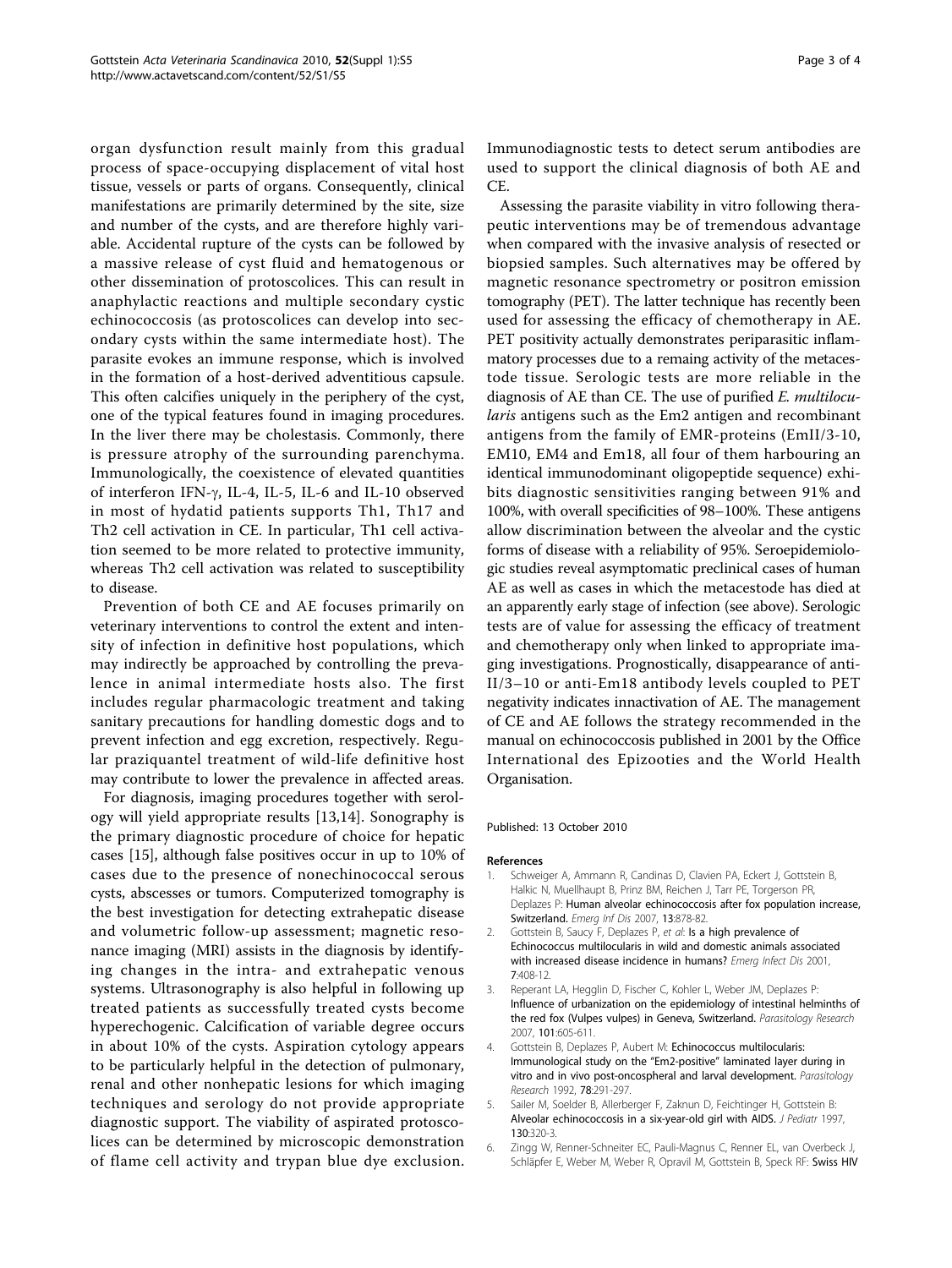organ dysfunction result mainly from this gradual process of space-occupying displacement of vital host tissue, vessels or parts of organs. Consequently, clinical manifestations are primarily determined by the site, size and number of the cysts, and are therefore highly variable. Accidental rupture of the cysts can be followed by a massive release of cyst fluid and hematogenous or other dissemination of protoscolices. This can result in anaphylactic reactions and multiple secondary cystic echinococcosis (as protoscolices can develop into secondary cysts within the same intermediate host). The parasite evokes an immune response, which is involved in the formation of a host-derived adventitious capsule. This often calcifies uniquely in the periphery of the cyst, one of the typical features found in imaging procedures. In the liver there may be cholestasis. Commonly, there is pressure atrophy of the surrounding parenchyma. Immunologically, the coexistence of elevated quantities of interferon IFN-$\gamma$, IL-4, IL-5, IL-6 and IL-10 observed in most of hydatid patients supports Th1, Th17 and Th2 cell activation in CE. In particular, Th1 cell activation seemed to be more related to protective immunity, whereas Th2 cell activation was related to susceptibility to disease.

Prevention of both CE and AE focuses primarily on veterinary interventions to control the extent and intensity of infection in definitive host populations, which may indirectly be approached by controlling the prevalence in animal intermediate hosts also. The first includes regular pharmacologic treatment and taking sanitary precautions for handling domestic dogs and to prevent infection and egg excretion, respectively. Regular praziquantel treatment of wild-life definitive host may contribute to lower the prevalence in affected areas.

For diagnosis, imaging procedures together with serology will yield appropriate results [13,14]. Sonography is the primary diagnostic procedure of choice for hepatic cases [15], although false positives occur in up to 10% of cases due to the presence of nonechinococcal serous cysts, abscesses or tumors. Computerized tomography is the best investigation for detecting extrahepatic disease and volumetric follow-up assessment; magnetic resonance imaging (MRI) assists in the diagnosis by identifying changes in the intra- and extrahepatic venous systems. Ultrasonography is also helpful in following up treated patients as successfully treated cysts become hyperechogenic. Calcification of variable degree occurs in about 10% of the cysts. Aspiration cytology appears to be particularly helpful in the detection of pulmonary, renal and other nonhepatic lesions for which imaging techniques and serology do not provide appropriate diagnostic support. The viability of aspirated protoscolices can be determined by microscopic demonstration of flame cell activity and trypan blue dye exclusion. Immunodiagnostic tests to detect serum antibodies are used to support the clinical diagnosis of both AE and CE.

Assessing the parasite viability in vitro following therapeutic interventions may be of tremendous advantage when compared with the invasive analysis of resected or biopsied samples. Such alternatives may be offered by magnetic resonance spectrometry or positron emission tomography (PET). The latter technique has recently been used for assessing the efficacy of chemotherapy in AE. PET positivity actually demonstrates periparasitic inflammatory processes due to a remaing activity of the metacestode tissue. Serologic tests are more reliable in the diagnosis of AE than CE. The use of purified *E. multilocularis* antigens such as the Em2 antigen and recombinant antigens from the family of EMR-proteins (EmII/3-10, EM10, EM4 and Em18, all four of them harbouring an identical immunodominant oligopeptide sequence) exhibits diagnostic sensitivities ranging between 91% and 100%, with overall specificities of 98–100%. These antigens allow discrimination between the alveolar and the cystic forms of disease with a reliability of 95%. Seroepidemiologic studies reveal asymptomatic preclinical cases of human AE as well as cases in which the metacestode has died at an apparently early stage of infection (see above). Serologic tests are of value for assessing the efficacy of treatment and chemotherapy only when linked to appropriate imaging investigations. Prognostically, disappearance of anti-II/3–10 or anti-Em18 antibody levels coupled to PET negativity indicates innactivation of AE. The management of CE and AE follows the strategy recommended in the manual on echinococcosis published in 2001 by the Office International des Epizooties and the World Health Organisation.

Published: 13 October 2010

## References

1. Schweiger A, Ammann R, Candinas D, Clavien PA, Eckert J, Gottstein B, Halkic N, Muellhaupt B, Prinz BM, Reichen J, Tarr PE, Torgerson PR, Deplazes P: **Human alveolar echinococcosis after fox population increase, Switzerland.** *Emerg Inf Dis* 2007, **13**:878-82.
2. Gottstein B, Saucy F, Deplazes P, *et al*: **Is a high prevalence of Echinococcus multilocularis in wild and domestic animals associated with increased disease incidence in humans?** *Emerg Infect Dis* 2001, **7**:408-12.
3. Reperant LA, Hegglin D, Fischer C, Kohler L, Weber JM, Deplazes P: **Influence of urbanization on the epidemiology of intestinal helminths of the red fox (Vulpes vulpes) in Geneva, Switzerland.** *Parasitology Research* 2007, **101**:605-611.
4. Gottstein B, Deplazes P, Aubert M: **Echinococcus multilocularis: Immunological study on the "Em2-positive" laminated layer during in vitro and in vivo post-oncospheral and larval development.** *Parasitology Research* 1992, **78**:291-297.
5. Sailer M, Soelder B, Allerberger F, Zaknun D, Feichtinger H, Gottstein B: **Alveolar echinococcosis in a six-year-old girl with AIDS.** *J Pediatr* 1997, **130**:320-3.
6. Zingg W, Renner-Schneiter EC, Pauli-Magnus C, Renner EL, van Overbeck J, Schläpfer E, Weber M, Weber R, Opravil M, Gottstein B, Speck RF: **Swiss HIV**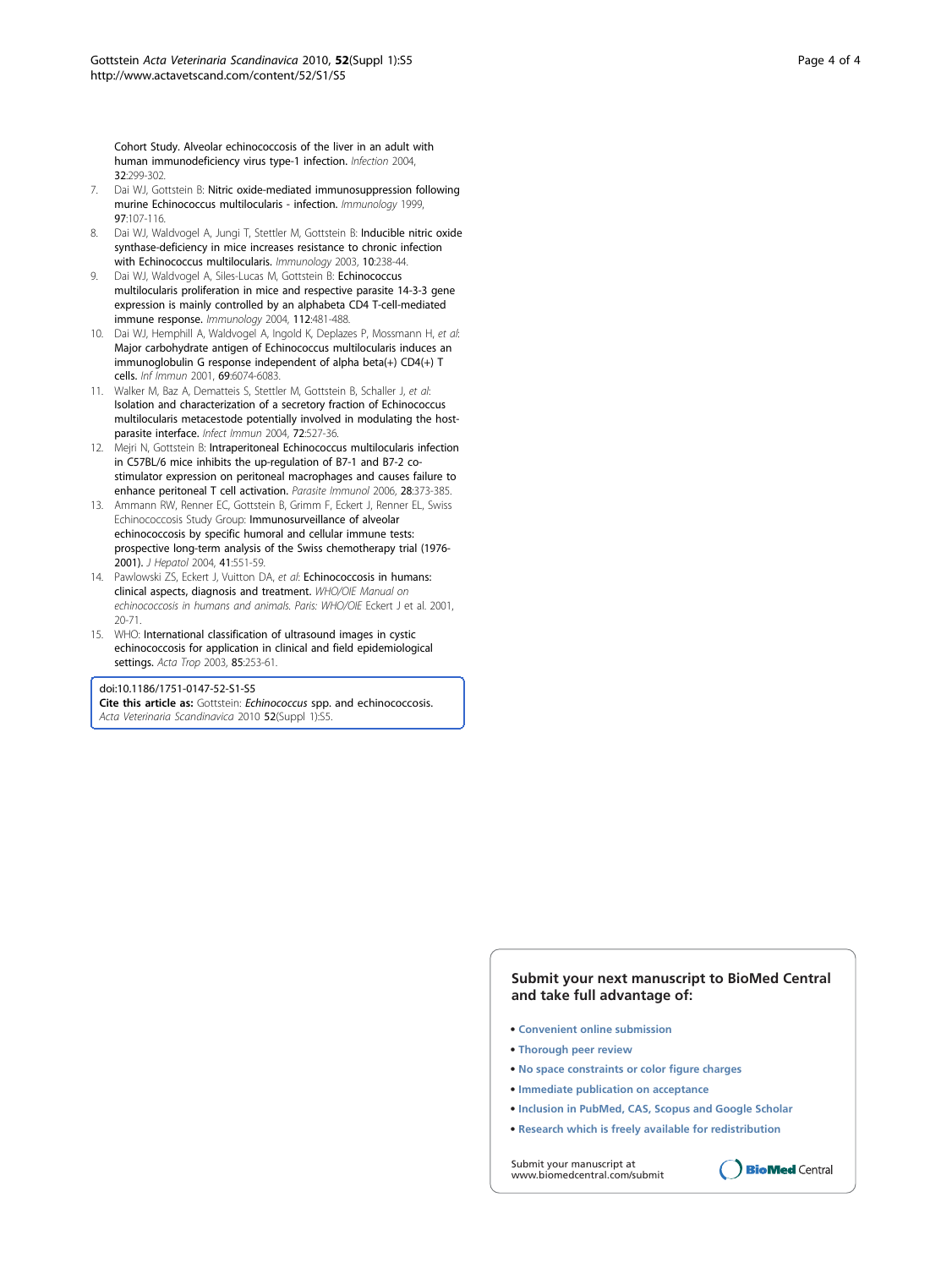Cohort Study. Alveolar echinococcosis of the liver in an adult with human immunodeficiency virus type-1 infection. *Infection* 2004, **32**:299-302.

7. Dai WJ, Gottstein B: **Nitric oxide-mediated immunosuppression following murine Echinococcus multilocularis - infection.** *Immunology* 1999, **97**:107-116.
8. Dai WJ, Waldvogel A, Jungi T, Stettler M, Gottstein B: **Inducible nitric oxide synthase-deficiency in mice increases resistance to chronic infection with Echinococcus multilocularis.** *Immunology* 2003, **10**:238-44.
9. Dai WJ, Waldvogel A, Siles-Lucas M, Gottstein B: **Echinococcus multilocularis proliferation in mice and respective parasite 14-3-3 gene expression is mainly controlled by an alphabeta CD4 T-cell-mediated immune response.** *Immunology* 2004, **112**:481-488.
10. Dai WJ, Hemphill A, Waldvogel A, Ingold K, Deplazes P, Mossmann H, *et al*: **Major carbohydrate antigen of Echinococcus multilocularis induces an immunoglobulin G response independent of alpha beta(+) CD4(+) T cells.** *Inf Immun* 2001, **69**:6074-6083.
11. Walker M, Baz A, Dematteis S, Stettler M, Gottstein B, Schaller J, *et al*: **Isolation and characterization of a secretory fraction of Echinococcus multilocularis metacestode potentially involved in modulating the host-parasite interface.** *Infect Immun* 2004, **72**:527-36.
12. Mejri N, Gottstein B: **Intraperitoneal Echinococcus multilocularis infection in C57BL/6 mice inhibits the up-regulation of B7-1 and B7-2 co-stimulator expression on peritoneal macrophages and causes failure to enhance peritoneal T cell activation.** *Parasite Immunol* 2006, **28**:373-385.
13. Ammann RW, Renner EC, Gottstein B, Grimm F, Eckert J, Renner EL, Swiss Echinococcosis Study Group: **Immunosurveillance of alveolar echinococcosis by specific humoral and cellular immune tests: prospective long-term analysis of the Swiss chemotherapy trial (1976-2001).** *J Hepatol* 2004, **41**:551-59.
14. Pawlowski ZS, Eckert J, Vuitton DA, *et al*: **Echinococcosis in humans: clinical aspects, diagnosis and treatment.** *WHO/OIE Manual on echinococcosis in humans and animals. Paris: WHO/OIE* Eckert J et al. 2001, 20-71.
15. WHO: **International classification of ultrasound images in cystic echinococcosis for application in clinical and field epidemiological settings.** *Acta Trop* 2003, **85**:253-61.

doi:10.1186/1751-0147-52-S1-S5

**Cite this article as:** Gottstein: *Echinococcus* spp. and echinococcosis. *Acta Veterinaria Scandinavica* 2010 **52**(Suppl 1):S5.

**Submit your next manuscript to BioMed Central and take full advantage of:**

- Convenient online submission
- Thorough peer review
- No space constraints or color figure charges
- Immediate publication on acceptance
- Inclusion in PubMed, CAS, Scopus and Google Scholar
- Research which is freely available for redistribution

Submit your manuscript at www.biomedcentral.com/submit

BioMed Central